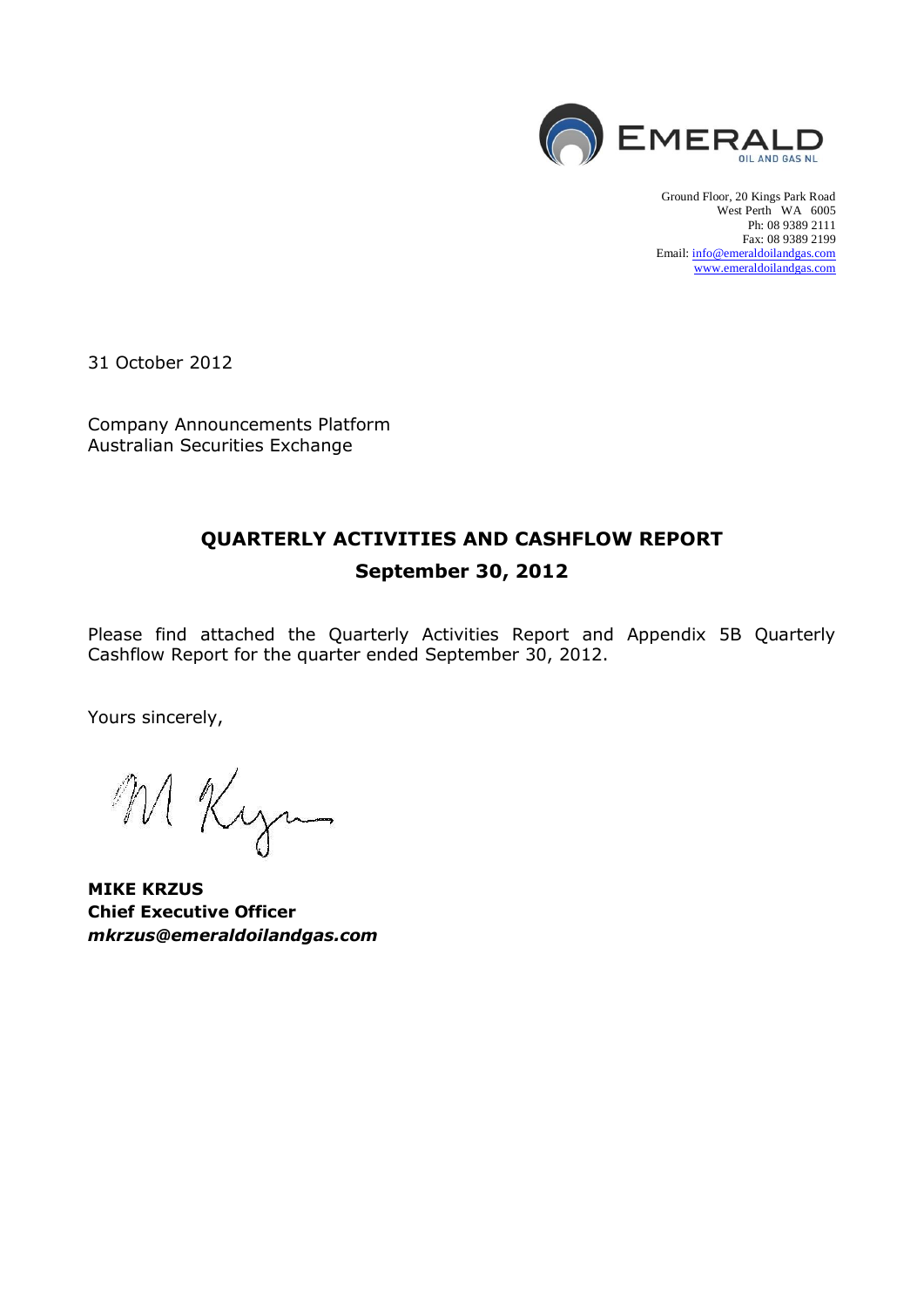EMERALD OIL AND GAS NL

Ground Floor, 20 Kings Park Road
West Perth WA 6005
Ph: 08 9389 2111
Fax: 08 9389 2199
Email: info@emeraldoilandgas.com
www.emeraldoilandgas.com

31 October 2012

Company Announcements Platform
Australian Securities Exchange

## QUARTERLY ACTIVITIES AND CASHFLOW REPORT

## September 30, 2012

Please find attached the Quarterly Activities Report and Appendix 5B Quarterly Cashflow Report for the quarter ended September 30, 2012.

Yours sincerely,

**MIKE KRZUS**
**Chief Executive Officer**
***mkrzus@emeraldoilandgas.com***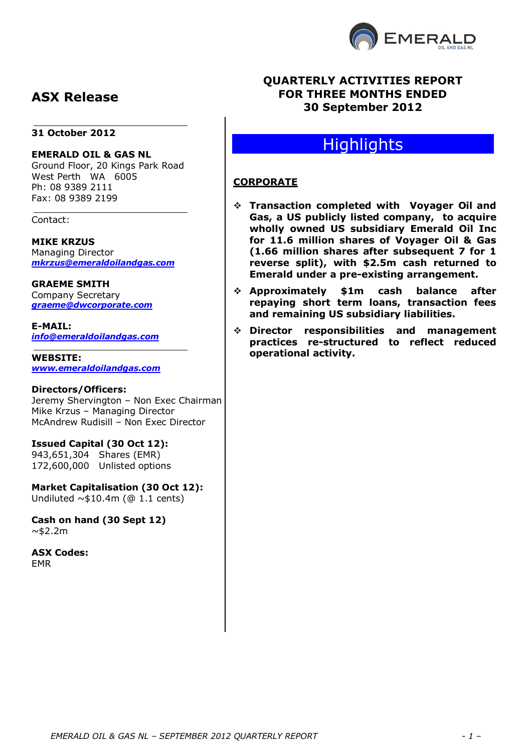# ASX Release

**31 October 2012**

**EMERALD OIL & GAS NL**
Ground Floor, 20 Kings Park Road
West Perth WA 6005
Ph: 08 9389 2111
Fax: 08 9389 2199

Contact:

**MIKE KRZUS**
Managing Director
*mkrzus@emeraldoilandgas.com*

**GRAEME SMITH**
Company Secretary
*graeme@dwcorporate.com*

**E-MAIL:**
*info@emeraldoilandgas.com*

**WEBSITE:**
*www.emeraldoilandgas.com*

**Directors/Officers:**
Jeremy Shervington – Non Exec Chairman
Mike Krzus – Managing Director
McAndrew Rudisill – Non Exec Director

**Issued Capital (30 Oct 12):**
943,651,304 Shares (EMR)
172,600,000 Unlisted options

**Market Capitalisation (30 Oct 12):**
Undiluted ~$10.4m (@ 1.1 cents)

**Cash on hand (30 Sept 12)**
~$2.2m

**ASX Codes:**
EMR

# QUARTERLY ACTIVITIES REPORT FOR THREE MONTHS ENDED 30 September 2012

## Highlights

### CORPORATE

- **Transaction completed with Voyager Oil and Gas, a US publicly listed company, to acquire wholly owned US subsidiary Emerald Oil Inc for 11.6 million shares of Voyager Oil & Gas (1.66 million shares after subsequent 7 for 1 reverse split), with $2.5m cash returned to Emerald under a pre-existing arrangement.**
- **Approximately $1m cash balance after repaying short term loans, transaction fees and remaining US subsidiary liabilities.**
- **Director responsibilities and management practices re-structured to reflect reduced operational activity.**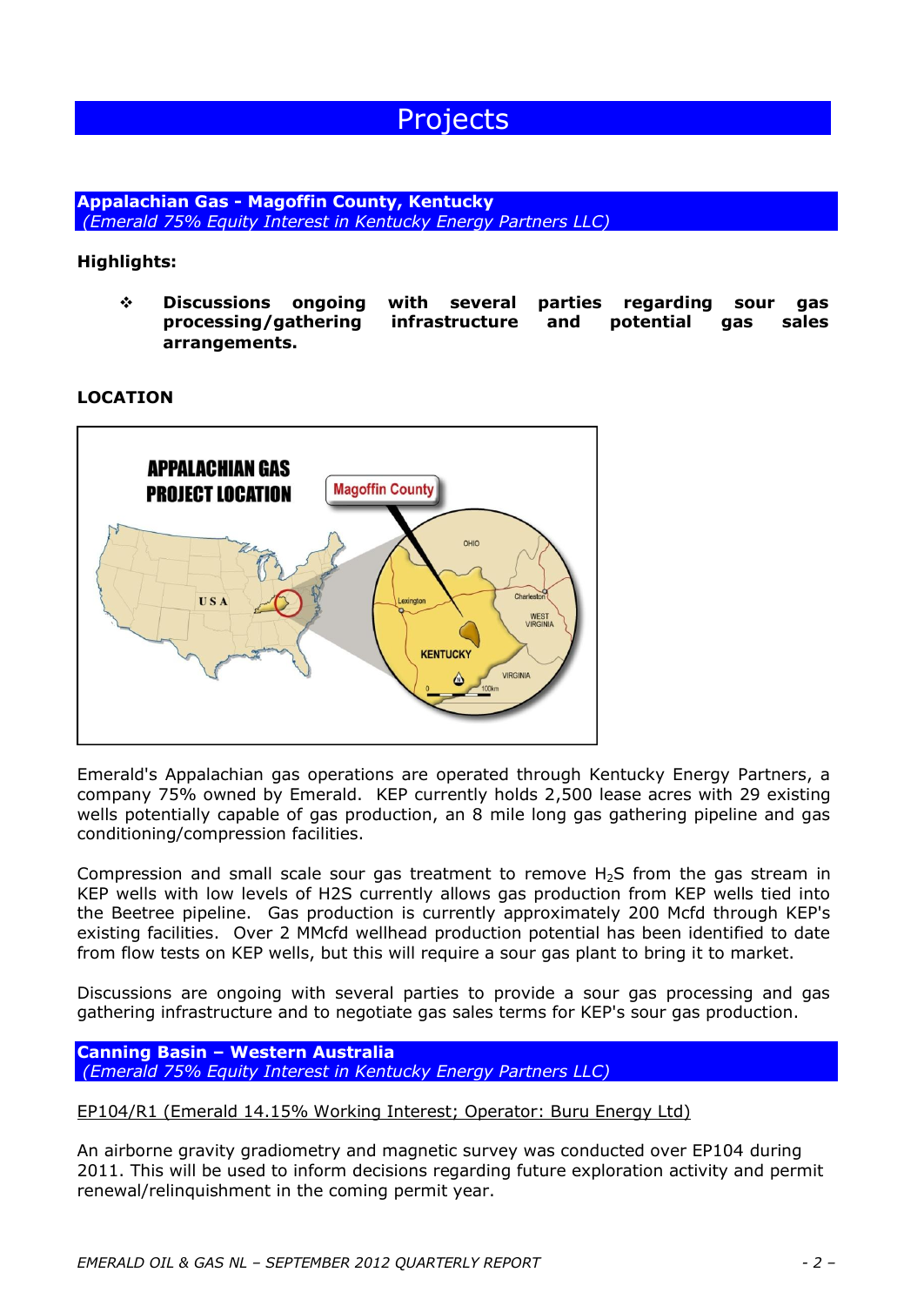# Projects

## Appalachian Gas - Magoffin County, Kentucky

*(Emerald 75% Equity Interest in Kentucky Energy Partners LLC)*

**Highlights:**

- **Discussions ongoing with several parties regarding sour gas processing/gathering infrastructure and potential gas sales arrangements.**

**LOCATION**

Emerald's Appalachian gas operations are operated through Kentucky Energy Partners, a company 75% owned by Emerald. KEP currently holds 2,500 lease acres with 29 existing wells potentially capable of gas production, an 8 mile long gas gathering pipeline and gas conditioning/compression facilities.

Compression and small scale sour gas treatment to remove $H_2S$ from the gas stream in KEP wells with low levels of H2S currently allows gas production from KEP wells tied into the Beetree pipeline. Gas production is currently approximately 200 Mcfd through KEP's existing facilities. Over 2 MMcfd wellhead production potential has been identified to date from flow tests on KEP wells, but this will require a sour gas plant to bring it to market.

Discussions are ongoing with several parties to provide a sour gas processing and gas gathering infrastructure and to negotiate gas sales terms for KEP's sour gas production.

## Canning Basin – Western Australia

*(Emerald 75% Equity Interest in Kentucky Energy Partners LLC)*

EP104/R1 (Emerald 14.15% Working Interest; Operator: Buru Energy Ltd)

An airborne gravity gradiometry and magnetic survey was conducted over EP104 during 2011. This will be used to inform decisions regarding future exploration activity and permit renewal/relinquishment in the coming permit year.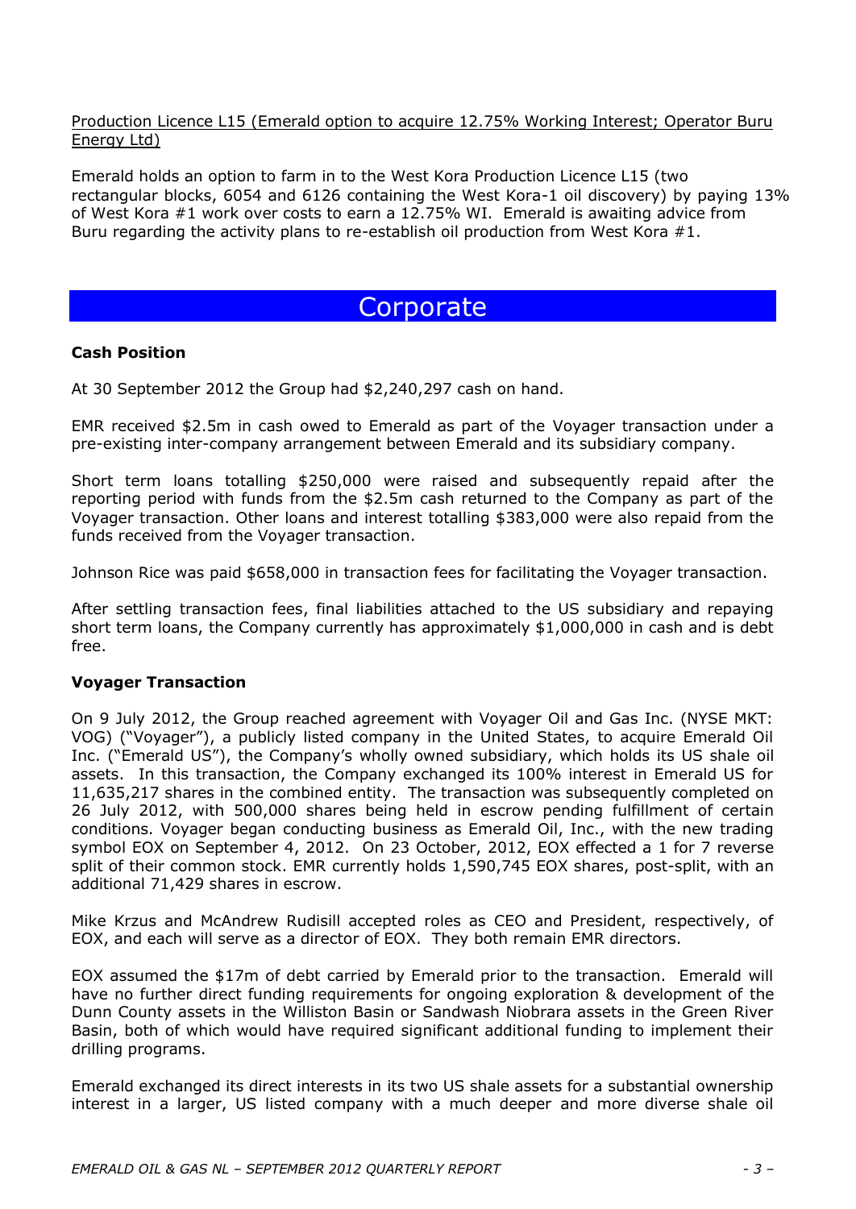<u>Production Licence L15 (Emerald option to acquire 12.75% Working Interest; Operator Buru Energy Ltd)</u>

Emerald holds an option to farm in to the West Kora Production Licence L15 (two rectangular blocks, 6054 and 6126 containing the West Kora-1 oil discovery) by paying 13% of West Kora #1 work over costs to earn a 12.75% WI. Emerald is awaiting advice from Buru regarding the activity plans to re-establish oil production from West Kora #1.

# Corporate

**Cash Position**

At 30 September 2012 the Group had $2,240,297 cash on hand.

EMR received $2.5m in cash owed to Emerald as part of the Voyager transaction under a pre-existing inter-company arrangement between Emerald and its subsidiary company.

Short term loans totalling $250,000 were raised and subsequently repaid after the reporting period with funds from the $2.5m cash returned to the Company as part of the Voyager transaction. Other loans and interest totalling $383,000 were also repaid from the funds received from the Voyager transaction.

Johnson Rice was paid $658,000 in transaction fees for facilitating the Voyager transaction.

After settling transaction fees, final liabilities attached to the US subsidiary and repaying short term loans, the Company currently has approximately $1,000,000 in cash and is debt free.

**Voyager Transaction**

On 9 July 2012, the Group reached agreement with Voyager Oil and Gas Inc. (NYSE MKT: VOG) ("Voyager"), a publicly listed company in the United States, to acquire Emerald Oil Inc. ("Emerald US"), the Company's wholly owned subsidiary, which holds its US shale oil assets. In this transaction, the Company exchanged its 100% interest in Emerald US for 11,635,217 shares in the combined entity. The transaction was subsequently completed on 26 July 2012, with 500,000 shares being held in escrow pending fulfillment of certain conditions. Voyager began conducting business as Emerald Oil, Inc., with the new trading symbol EOX on September 4, 2012. On 23 October, 2012, EOX effected a 1 for 7 reverse split of their common stock. EMR currently holds 1,590,745 EOX shares, post-split, with an additional 71,429 shares in escrow.

Mike Krzus and McAndrew Rudisill accepted roles as CEO and President, respectively, of EOX, and each will serve as a director of EOX. They both remain EMR directors.

EOX assumed the $17m of debt carried by Emerald prior to the transaction. Emerald will have no further direct funding requirements for ongoing exploration & development of the Dunn County assets in the Williston Basin or Sandwash Niobrara assets in the Green River Basin, both of which would have required significant additional funding to implement their drilling programs.

Emerald exchanged its direct interests in its two US shale assets for a substantial ownership interest in a larger, US listed company with a much deeper and more diverse shale oil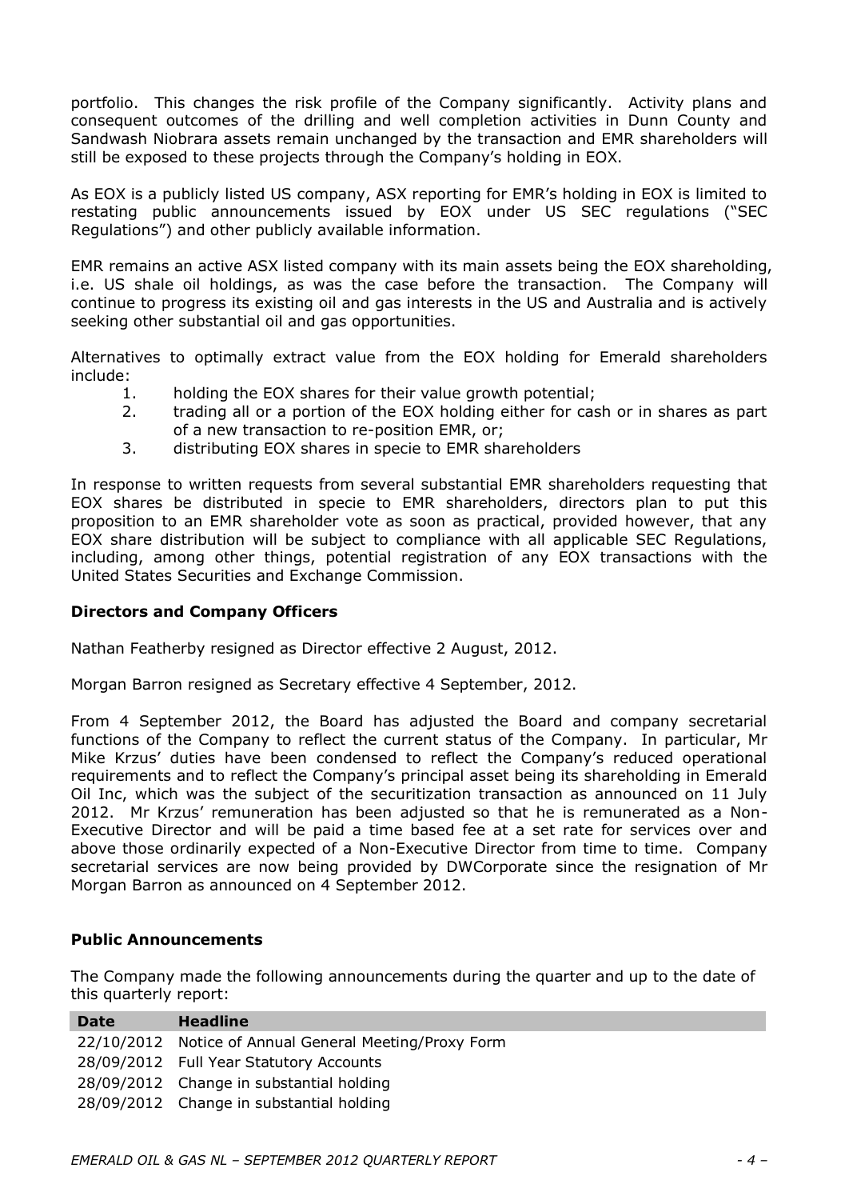portfolio. This changes the risk profile of the Company significantly. Activity plans and consequent outcomes of the drilling and well completion activities in Dunn County and Sandwash Niobrara assets remain unchanged by the transaction and EMR shareholders will still be exposed to these projects through the Company's holding in EOX.

As EOX is a publicly listed US company, ASX reporting for EMR's holding in EOX is limited to restating public announcements issued by EOX under US SEC regulations ("SEC Regulations") and other publicly available information.

EMR remains an active ASX listed company with its main assets being the EOX shareholding, i.e. US shale oil holdings, as was the case before the transaction. The Company will continue to progress its existing oil and gas interests in the US and Australia and is actively seeking other substantial oil and gas opportunities.

Alternatives to optimally extract value from the EOX holding for Emerald shareholders include:

1. holding the EOX shares for their value growth potential;
2. trading all or a portion of the EOX holding either for cash or in shares as part of a new transaction to re-position EMR, or;
3. distributing EOX shares in specie to EMR shareholders

In response to written requests from several substantial EMR shareholders requesting that EOX shares be distributed in specie to EMR shareholders, directors plan to put this proposition to an EMR shareholder vote as soon as practical, provided however, that any EOX share distribution will be subject to compliance with all applicable SEC Regulations, including, among other things, potential registration of any EOX transactions with the United States Securities and Exchange Commission.

### Directors and Company Officers

Nathan Featherby resigned as Director effective 2 August, 2012.

Morgan Barron resigned as Secretary effective 4 September, 2012.

From 4 September 2012, the Board has adjusted the Board and company secretarial functions of the Company to reflect the current status of the Company. In particular, Mr Mike Krzus' duties have been condensed to reflect the Company's reduced operational requirements and to reflect the Company's principal asset being its shareholding in Emerald Oil Inc, which was the subject of the securitization transaction as announced on 11 July 2012. Mr Krzus' remuneration has been adjusted so that he is remunerated as a Non-Executive Director and will be paid a time based fee at a set rate for services over and above those ordinarily expected of a Non-Executive Director from time to time. Company secretarial services are now being provided by DWCorporate since the resignation of Mr Morgan Barron as announced on 4 September 2012.

### Public Announcements

The Company made the following announcements during the quarter and up to the date of this quarterly report:

| Date | Headline |
|---|---|
| 22/10/2012 | Notice of Annual General Meeting/Proxy Form |
| 28/09/2012 | Full Year Statutory Accounts |
| 28/09/2012 | Change in substantial holding |
| 28/09/2012 | Change in substantial holding |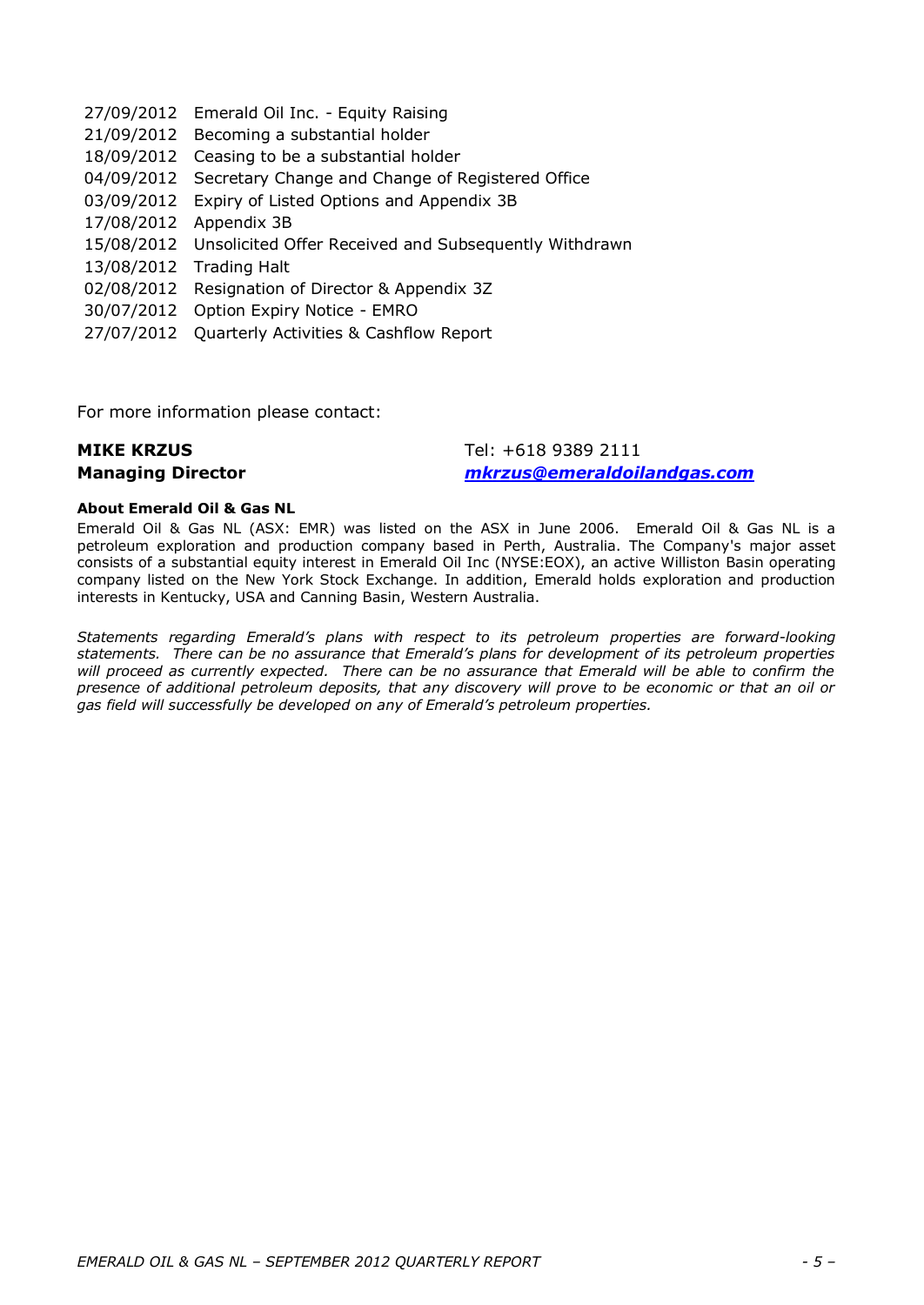| | |
|---|---|
| 27/09/2012 | Emerald Oil Inc. - Equity Raising |
| 21/09/2012 | Becoming a substantial holder |
| 18/09/2012 | Ceasing to be a substantial holder |
| 04/09/2012 | Secretary Change and Change of Registered Office |
| 03/09/2012 | Expiry of Listed Options and Appendix 3B |
| 17/08/2012 | Appendix 3B |
| 15/08/2012 | Unsolicited Offer Received and Subsequently Withdrawn |
| 13/08/2012 | Trading Halt |
| 02/08/2012 | Resignation of Director & Appendix 3Z |
| 30/07/2012 | Option Expiry Notice - EMRO |
| 27/07/2012 | Quarterly Activities & Cashflow Report |

For more information please contact:

**MIKE KRZUS**
**Managing Director**

Tel: +618 9389 2111
***mkrzus@emeraldoilandgas.com***

**About Emerald Oil & Gas NL**

Emerald Oil & Gas NL (ASX: EMR) was listed on the ASX in June 2006. Emerald Oil & Gas NL is a petroleum exploration and production company based in Perth, Australia. The Company's major asset consists of a substantial equity interest in Emerald Oil Inc (NYSE:EOX), an active Williston Basin operating company listed on the New York Stock Exchange. In addition, Emerald holds exploration and production interests in Kentucky, USA and Canning Basin, Western Australia.

*Statements regarding Emerald's plans with respect to its petroleum properties are forward-looking statements. There can be no assurance that Emerald's plans for development of its petroleum properties will proceed as currently expected. There can be no assurance that Emerald will be able to confirm the presence of additional petroleum deposits, that any discovery will prove to be economic or that an oil or gas field will successfully be developed on any of Emerald's petroleum properties.*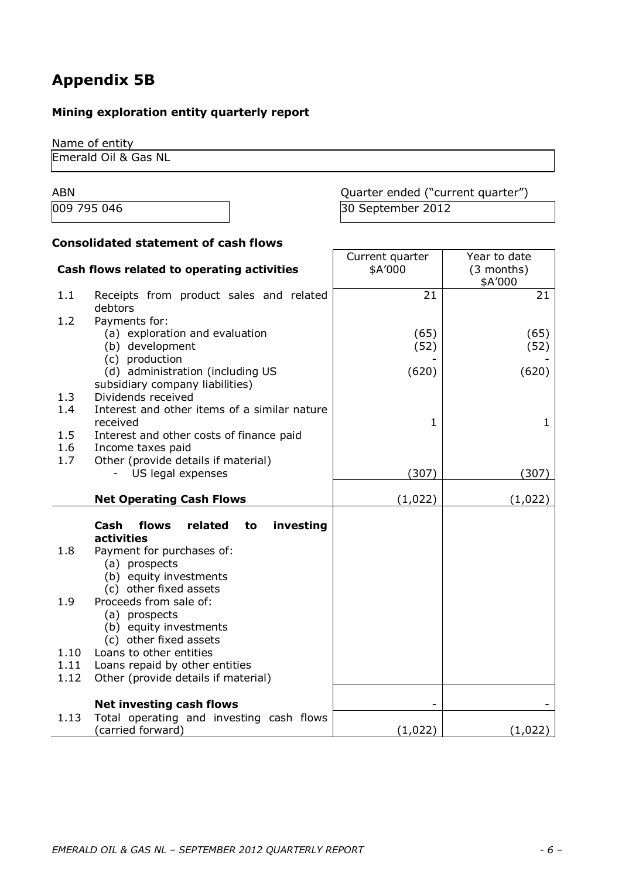# Appendix 5B

### Mining exploration entity quarterly report

Name of entity

| Emerald Oil & Gas NL |
|---|

| ABN | Quarter ended ("current quarter") |
|---|---|
| 009 795 046 | 30 September 2012 |

### Consolidated statement of cash flows

| | Cash flows related to operating activities | Current quarter $A'000 | Year to date (3 months) $A'000 |
|---|---|---|---|
| 1.1 | Receipts from product sales and related debtors | 21 | 21 |
| 1.2 | Payments for: | | |
| | (a) exploration and evaluation | (65) | (65) |
| | (b) development | (52) | (52) |
| | (c) production | - | - |
| | (d) administration (including US subsidiary company liabilities) | (620) | (620) |
| 1.3 | Dividends received | | |
| 1.4 | Interest and other items of a similar nature received | 1 | 1 |
| 1.5 | Interest and other costs of finance paid | | |
| 1.6 | Income taxes paid | | |
| 1.7 | Other (provide details if material) | | |
| | - US legal expenses | (307) | (307) |
| | **Net Operating Cash Flows** | (1,022) | (1,022) |
| | **Cash flows related to investing activities** | | |
| 1.8 | Payment for purchases of: | | |
| | (a) prospects | | |
| | (b) equity investments | | |
| | (c) other fixed assets | | |
| 1.9 | Proceeds from sale of: | | |
| | (a) prospects | | |
| | (b) equity investments | | |
| | (c) other fixed assets | | |
| 1.10 | Loans to other entities | | |
| 1.11 | Loans repaid by other entities | | |
| 1.12 | Other (provide details if material) | | |
| | **Net investing cash flows** | - | - |
| 1.13 | Total operating and investing cash flows (carried forward) | (1,022) | (1,022) |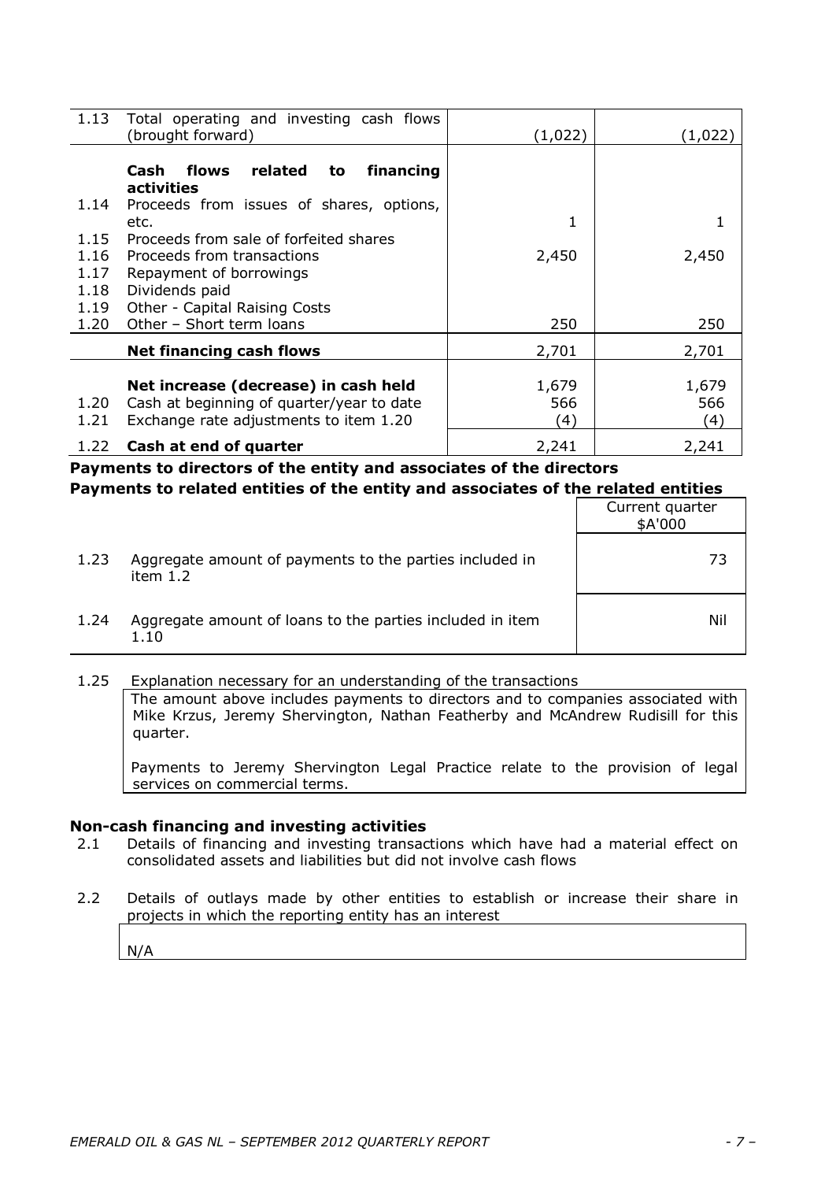| | | | |
|---|---|---|---|
| 1.13 | Total operating and investing cash flows (brought forward) | (1,022) | (1,022) |
| | **Cash flows related to financing activities** | | |
| 1.14 | Proceeds from issues of shares, options, etc. | 1 | 1 |
| 1.15 | Proceeds from sale of forfeited shares | | |
| 1.16 | Proceeds from transactions | 2,450 | 2,450 |
| 1.17 | Repayment of borrowings | | |
| 1.18 | Dividends paid | | |
| 1.19 | Other - Capital Raising Costs | | |
| 1.20 | Other – Short term loans | 250 | 250 |
| | **Net financing cash flows** | 2,701 | 2,701 |
| | **Net increase (decrease) in cash held** | 1,679 | 1,679 |
| 1.20 | Cash at beginning of quarter/year to date | 566 | 566 |
| 1.21 | Exchange rate adjustments to item 1.20 | (4) | (4) |
| 1.22 | **Cash at end of quarter** | 2,241 | 2,241 |

**Payments to directors of the entity and associates of the directors**
**Payments to related entities of the entity and associates of the related entities**

| | | Current quarter $A'000 |
|---|---|---|
| 1.23 | Aggregate amount of payments to the parties included in item 1.2 | 73 |
| 1.24 | Aggregate amount of loans to the parties included in item 1.10 | Nil |

1.25 Explanation necessary for an understanding of the transactions

The amount above includes payments to directors and to companies associated with Mike Krzus, Jeremy Shervington, Nathan Featherby and McAndrew Rudisill for this quarter.

Payments to Jeremy Shervington Legal Practice relate to the provision of legal services on commercial terms.

## Non-cash financing and investing activities

2.1 Details of financing and investing transactions which have had a material effect on consolidated assets and liabilities but did not involve cash flows

2.2 Details of outlays made by other entities to establish or increase their share in projects in which the reporting entity has an interest

N/A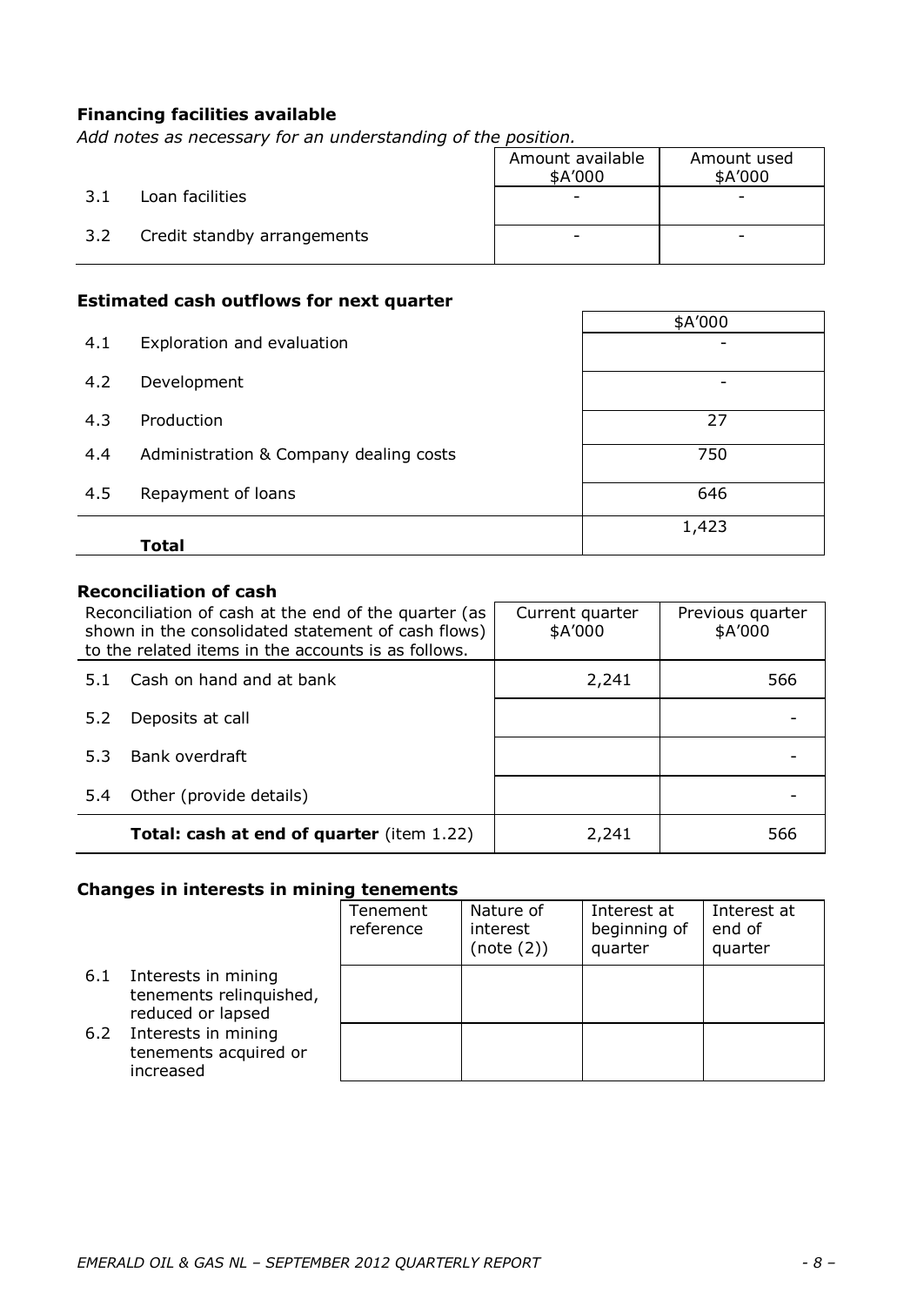**Financing facilities available**

*Add notes as necessary for an understanding of the position.*

| | | Amount available $A'000 | Amount used $A'000 |
|---|---|---|---|
| 3.1 | Loan facilities | - | - |
| 3.2 | Credit standby arrangements | - | - |

**Estimated cash outflows for next quarter**

| | | $A'000 |
|---|---|---|
| 4.1 | Exploration and evaluation | - |
| 4.2 | Development | - |
| 4.3 | Production | 27 |
| 4.4 | Administration & Company dealing costs | 750 |
| 4.5 | Repayment of loans | 646 |
| | **Total** | 1,423 |

**Reconciliation of cash**

| Reconciliation of cash at the end of the quarter (as shown in the consolidated statement of cash flows) to the related items in the accounts is as follows. | | Current quarter $A'000 | Previous quarter $A'000 |
|---|---|---|---|
| 5.1 | Cash on hand and at bank | 2,241 | 566 |
| 5.2 | Deposits at call | | - |
| 5.3 | Bank overdraft | | - |
| 5.4 | Other (provide details) | | - |
| | **Total: cash at end of quarter** (item 1.22) | 2,241 | 566 |

**Changes in interests in mining tenements**

| | | Tenement reference | Nature of interest (note (2)) | Interest at beginning of quarter | Interest at end of quarter |
|---|---|---|---|---|---|
| 6.1 | Interests in mining tenements relinquished, reduced or lapsed | | | | |
| 6.2 | Interests in mining tenements acquired or increased | | | | |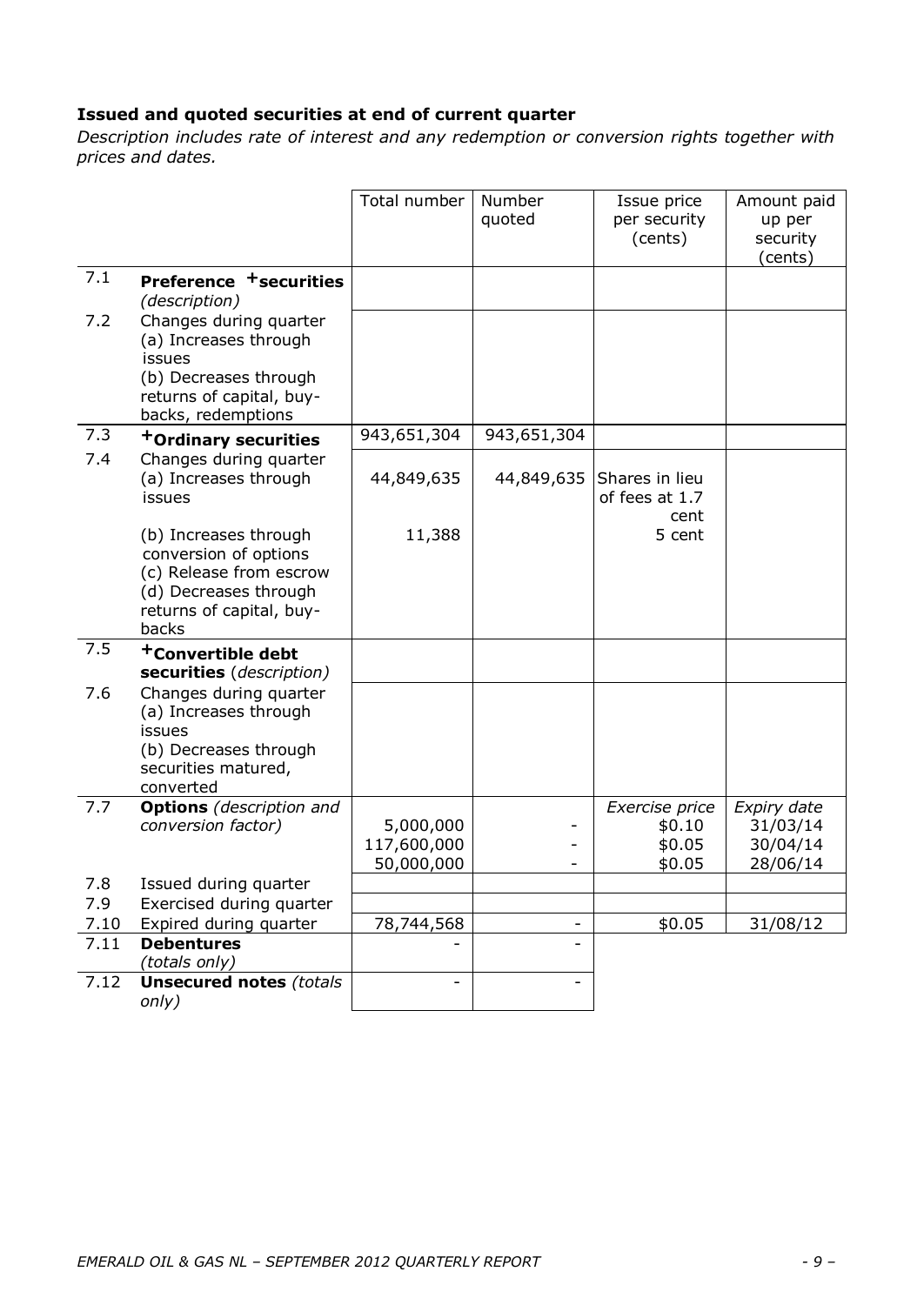### Issued and quoted securities at end of current quarter

*Description includes rate of interest and any redemption or conversion rights together with prices and dates.*

| | | Total number | Number quoted | Issue price per security (cents) | Amount paid up per security (cents) |
|---|---|---|---|---|---|
| 7.1 | **Preference +securities** *(description)* | | | | |
| 7.2 | Changes during quarter (a) Increases through issues (b) Decreases through returns of capital, buy-backs, redemptions | | | | |
| 7.3 | **+Ordinary securities** | 943,651,304 | 943,651,304 | | |
| 7.4 | Changes during quarter (a) Increases through issues | 44,849,635 | 44,849,635 | Shares in lieu of fees at 1.7 cent | |
| | (b) Increases through conversion of options (c) Release from escrow (d) Decreases through returns of capital, buy-backs | 11,388 | | 5 cent | |
| 7.5 | **+Convertible debt securities** *(description)* | | | | |
| 7.6 | Changes during quarter (a) Increases through issues (b) Decreases through securities matured, converted | | | | |
| 7.7 | **Options** *(description and conversion factor)* | | | *Exercise price* | *Expiry date* |
| | | 5,000,000 | - | \$0.10 | 31/03/14 |
| | | 117,600,000 | - | \$0.05 | 30/04/14 |
| | | 50,000,000 | - | \$0.05 | 28/06/14 |
| 7.8 | Issued during quarter | | | | |
| 7.9 | Exercised during quarter | | | | |
| 7.10 | Expired during quarter | 78,744,568 | - | \$0.05 | 31/08/12 |
| 7.11 | **Debentures** *(totals only)* | - | - | | |
| 7.12 | **Unsecured notes** *(totals only)* | - | - | | |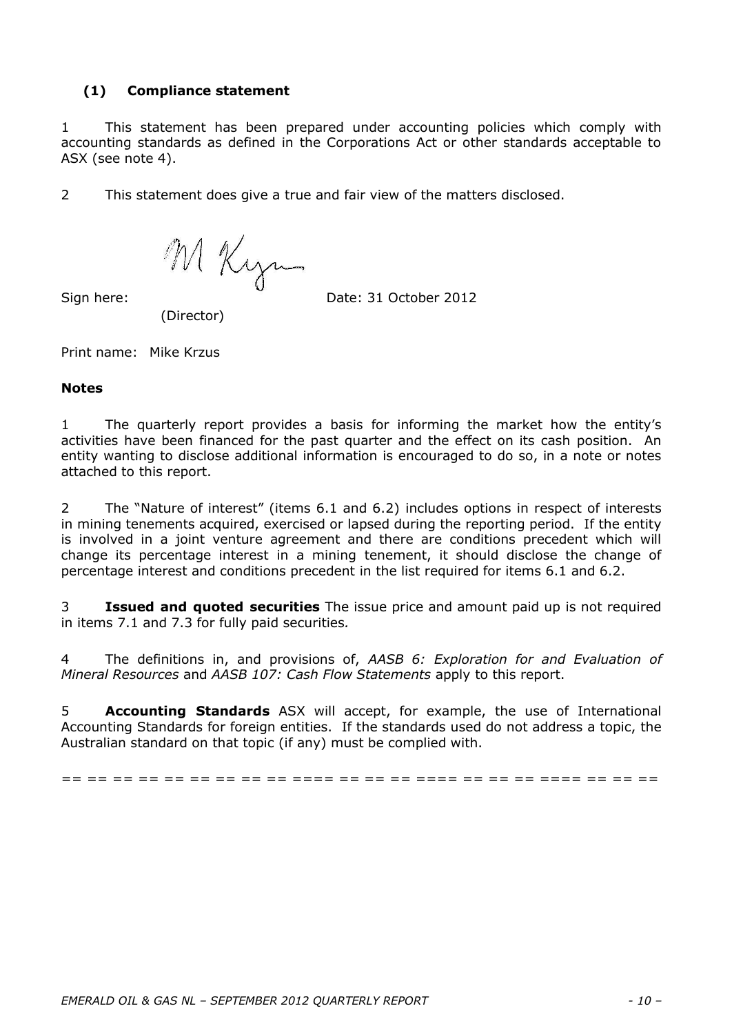## (1) Compliance statement

1 This statement has been prepared under accounting policies which comply with accounting standards as defined in the Corporations Act or other standards acceptable to ASX (see note 4).

2 This statement does give a true and fair view of the matters disclosed.

Sign here: (Director) Date: 31 October 2012

Print name: Mike Krzus

### Notes

1 The quarterly report provides a basis for informing the market how the entity's activities have been financed for the past quarter and the effect on its cash position. An entity wanting to disclose additional information is encouraged to do so, in a note or notes attached to this report.

2 The "Nature of interest" (items 6.1 and 6.2) includes options in respect of interests in mining tenements acquired, exercised or lapsed during the reporting period. If the entity is involved in a joint venture agreement and there are conditions precedent which will change its percentage interest in a mining tenement, it should disclose the change of percentage interest and conditions precedent in the list required for items 6.1 and 6.2.

3 **Issued and quoted securities** The issue price and amount paid up is not required in items 7.1 and 7.3 for fully paid securities.

4 The definitions in, and provisions of, *AASB 6: Exploration for and Evaluation of Mineral Resources* and *AASB 107: Cash Flow Statements* apply to this report.

5 **Accounting Standards** ASX will accept, for example, the use of International Accounting Standards for foreign entities. If the standards used do not address a topic, the Australian standard on that topic (if any) must be complied with.

== == == == == == == == == ==== == == == ==== == == == ==== == == ==